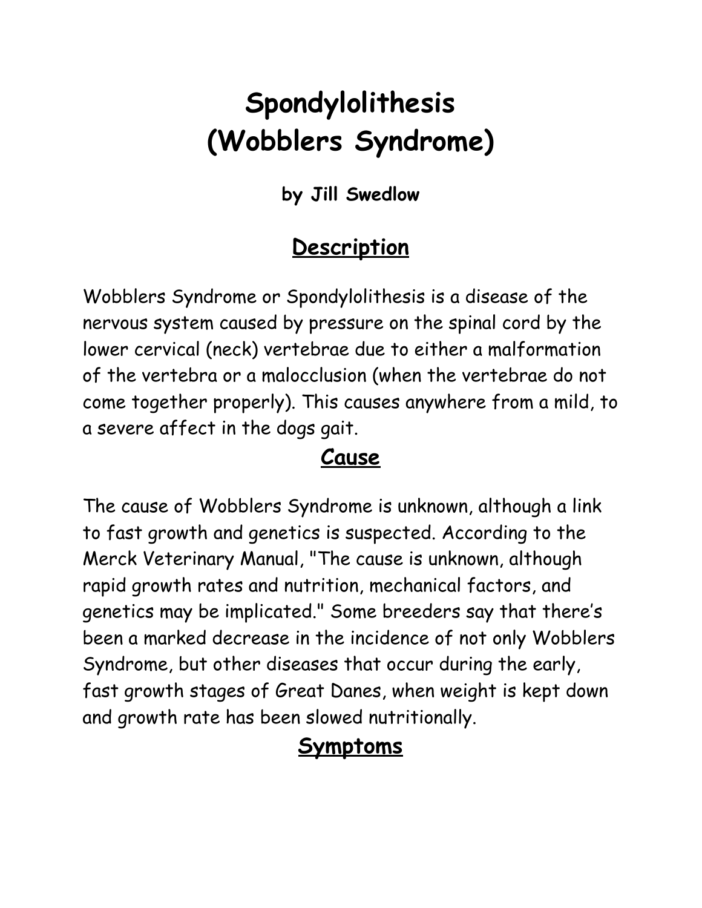# Spondylolithesis
# (Wobblers Syndrome)

**by Jill Swedlow**

## Description

Wobblers Syndrome or Spondylolithesis is a disease of the nervous system caused by pressure on the spinal cord by the lower cervical (neck) vertebrae due to either a malformation of the vertebra or a malocclusion (when the vertebrae do not come together properly). This causes anywhere from a mild, to a severe affect in the dogs gait.

## Cause

The cause of Wobblers Syndrome is unknown, although a link to fast growth and genetics is suspected. According to the Merck Veterinary Manual, "The cause is unknown, although rapid growth rates and nutrition, mechanical factors, and genetics may be implicated." Some breeders say that there's been a marked decrease in the incidence of not only Wobblers Syndrome, but other diseases that occur during the early, fast growth stages of Great Danes, when weight is kept down and growth rate has been slowed nutritionally.

## Symptoms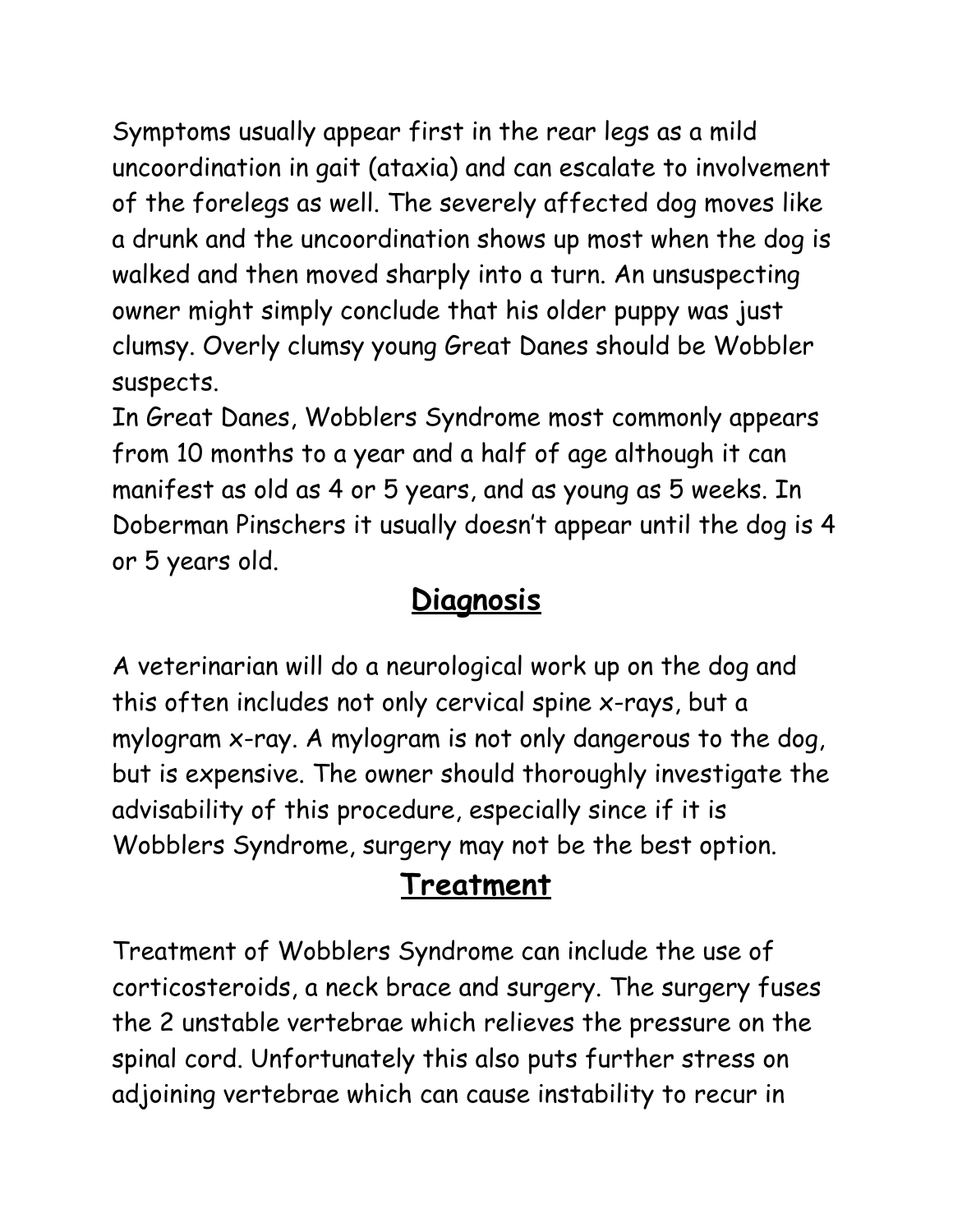Symptoms usually appear first in the rear legs as a mild uncoordination in gait (ataxia) and can escalate to involvement of the forelegs as well. The severely affected dog moves like a drunk and the uncoordination shows up most when the dog is walked and then moved sharply into a turn. An unsuspecting owner might simply conclude that his older puppy was just clumsy. Overly clumsy young Great Danes should be Wobbler suspects.

In Great Danes, Wobblers Syndrome most commonly appears from 10 months to a year and a half of age although it can manifest as old as 4 or 5 years, and as young as 5 weeks. In Doberman Pinschers it usually doesn't appear until the dog is 4 or 5 years old.

## Diagnosis

A veterinarian will do a neurological work up on the dog and this often includes not only cervical spine x-rays, but a mylogram x-ray. A mylogram is not only dangerous to the dog, but is expensive. The owner should thoroughly investigate the advisability of this procedure, especially since if it is Wobblers Syndrome, surgery may not be the best option.

## Treatment

Treatment of Wobblers Syndrome can include the use of corticosteroids, a neck brace and surgery. The surgery fuses the 2 unstable vertebrae which relieves the pressure on the spinal cord. Unfortunately this also puts further stress on adjoining vertebrae which can cause instability to recur in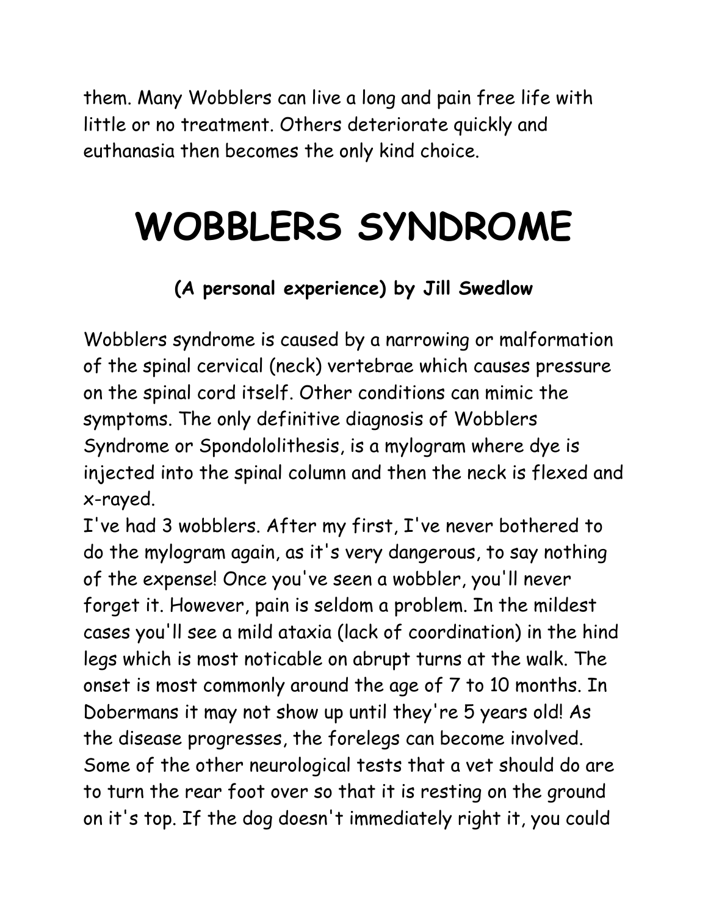them. Many Wobblers can live a long and pain free life with little or no treatment. Others deteriorate quickly and euthanasia then becomes the only kind choice.

# WOBBLERS SYNDROME

**(A personal experience) by Jill Swedlow**

Wobblers syndrome is caused by a narrowing or malformation of the spinal cervical (neck) vertebrae which causes pressure on the spinal cord itself. Other conditions can mimic the symptoms. The only definitive diagnosis of Wobblers Syndrome or Spondololithesis, is a mylogram where dye is injected into the spinal column and then the neck is flexed and x-rayed.

I've had 3 wobblers. After my first, I've never bothered to do the mylogram again, as it's very dangerous, to say nothing of the expense! Once you've seen a wobbler, you'll never forget it. However, pain is seldom a problem. In the mildest cases you'll see a mild ataxia (lack of coordination) in the hind legs which is most noticable on abrupt turns at the walk. The onset is most commonly around the age of 7 to 10 months. In Dobermans it may not show up until they're 5 years old! As the disease progresses, the forelegs can become involved. Some of the other neurological tests that a vet should do are to turn the rear foot over so that it is resting on the ground on it's top. If the dog doesn't immediately right it, you could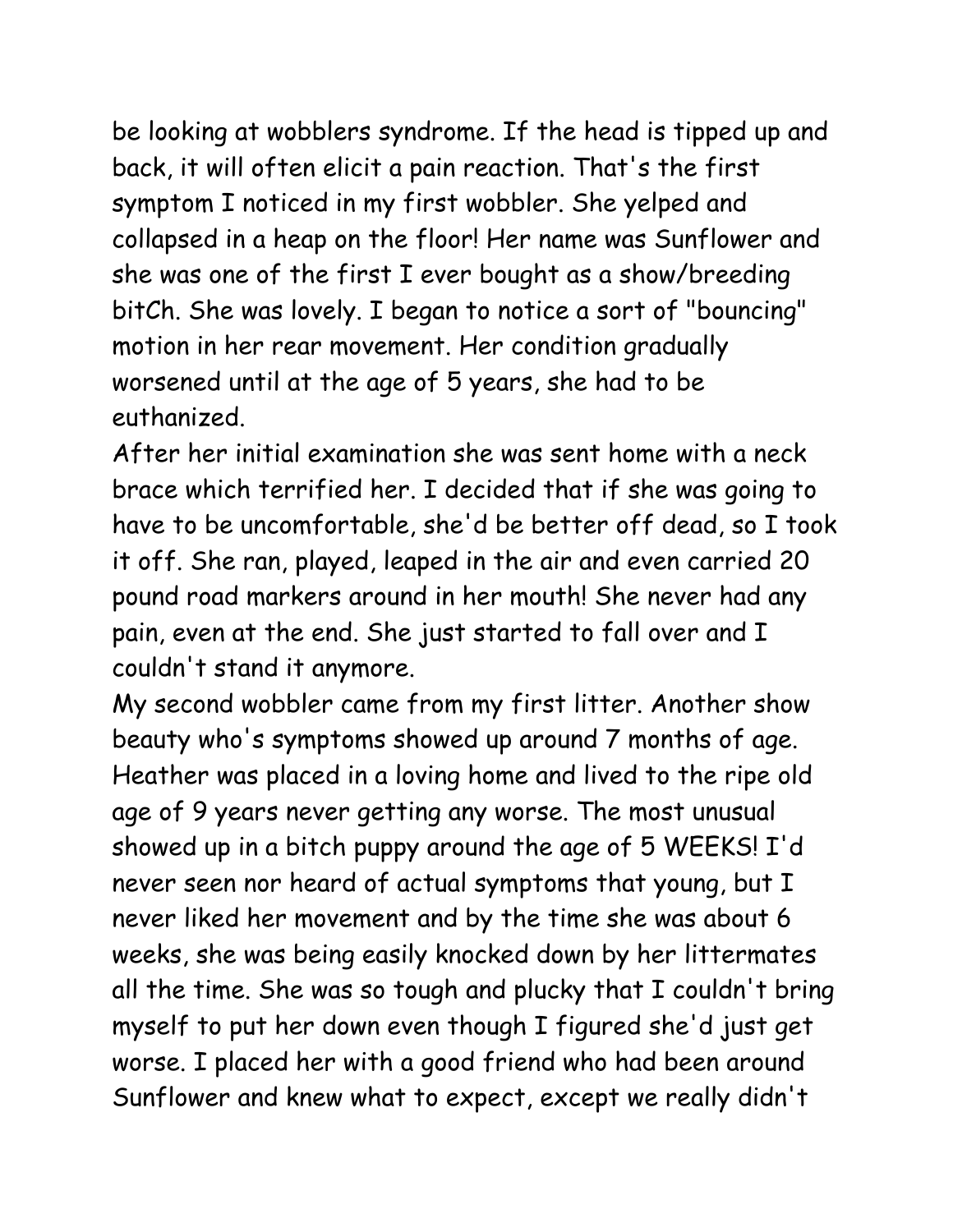be looking at wobblers syndrome. If the head is tipped up and back, it will often elicit a pain reaction. That's the first symptom I noticed in my first wobbler. She yelped and collapsed in a heap on the floor! Her name was Sunflower and she was one of the first I ever bought as a show/breeding bitCh. She was lovely. I began to notice a sort of "bouncing" motion in her rear movement. Her condition gradually worsened until at the age of 5 years, she had to be euthanized.

After her initial examination she was sent home with a neck brace which terrified her. I decided that if she was going to have to be uncomfortable, she'd be better off dead, so I took it off. She ran, played, leaped in the air and even carried 20 pound road markers around in her mouth! She never had any pain, even at the end. She just started to fall over and I couldn't stand it anymore.

My second wobbler came from my first litter. Another show beauty who's symptoms showed up around 7 months of age. Heather was placed in a loving home and lived to the ripe old age of 9 years never getting any worse. The most unusual showed up in a bitch puppy around the age of 5 WEEKS! I'd never seen nor heard of actual symptoms that young, but I never liked her movement and by the time she was about 6 weeks, she was being easily knocked down by her littermates all the time. She was so tough and plucky that I couldn't bring myself to put her down even though I figured she'd just get worse. I placed her with a good friend who had been around Sunflower and knew what to expect, except we really didn't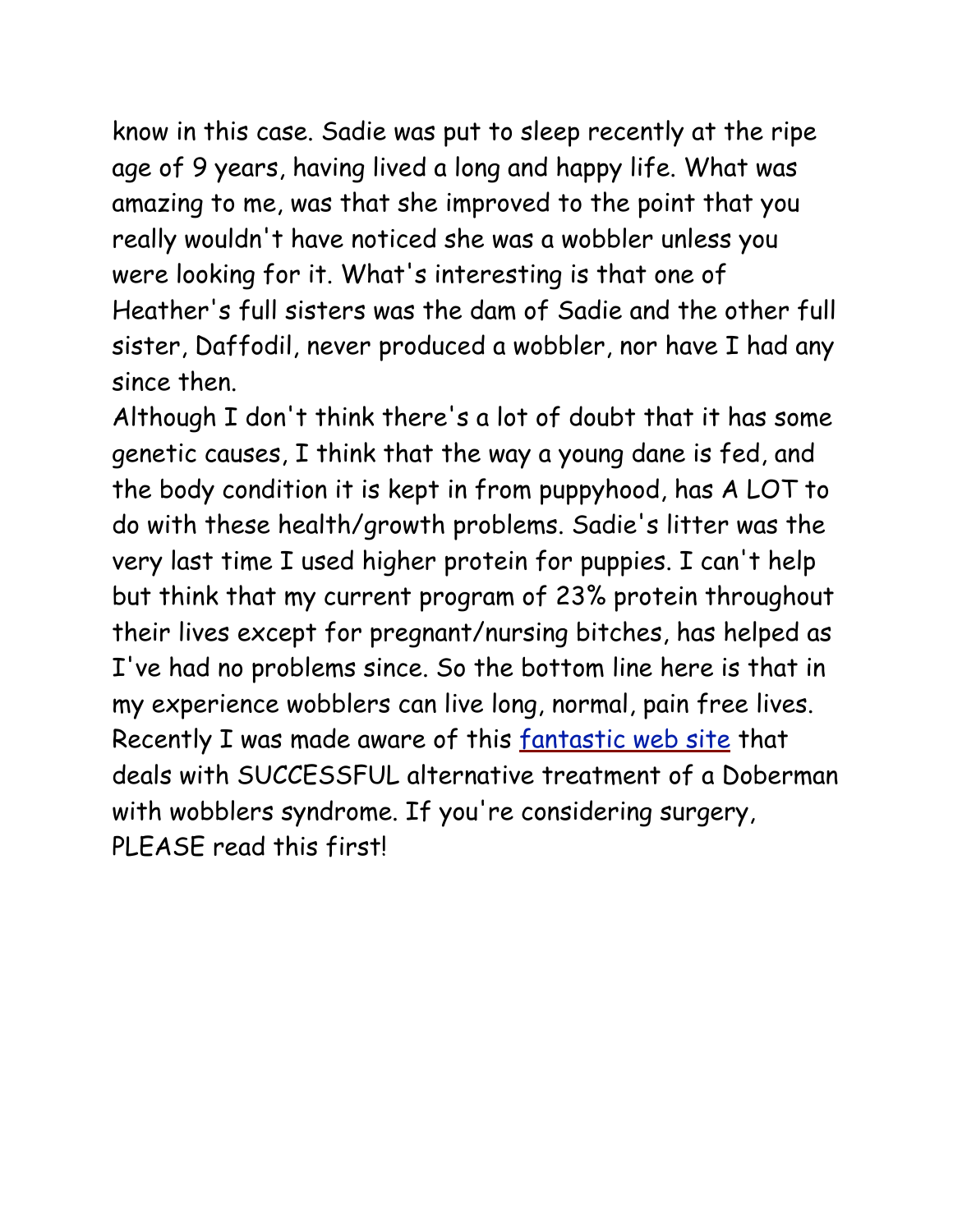know in this case. Sadie was put to sleep recently at the ripe age of 9 years, having lived a long and happy life. What was amazing to me, was that she improved to the point that you really wouldn't have noticed she was a wobbler unless you were looking for it. What's interesting is that one of Heather's full sisters was the dam of Sadie and the other full sister, Daffodil, never produced a wobbler, nor have I had any since then.

Although I don't think there's a lot of doubt that it has some genetic causes, I think that the way a young dane is fed, and the body condition it is kept in from puppyhood, has A LOT to do with these health/growth problems. Sadie's litter was the very last time I used higher protein for puppies. I can't help but think that my current program of 23% protein throughout their lives except for pregnant/nursing bitches, has helped as I've had no problems since. So the bottom line here is that in my experience wobblers can live long, normal, pain free lives. Recently I was made aware of this fantastic web site that deals with SUCCESSFUL alternative treatment of a Doberman with wobblers syndrome. If you're considering surgery, PLEASE read this first!